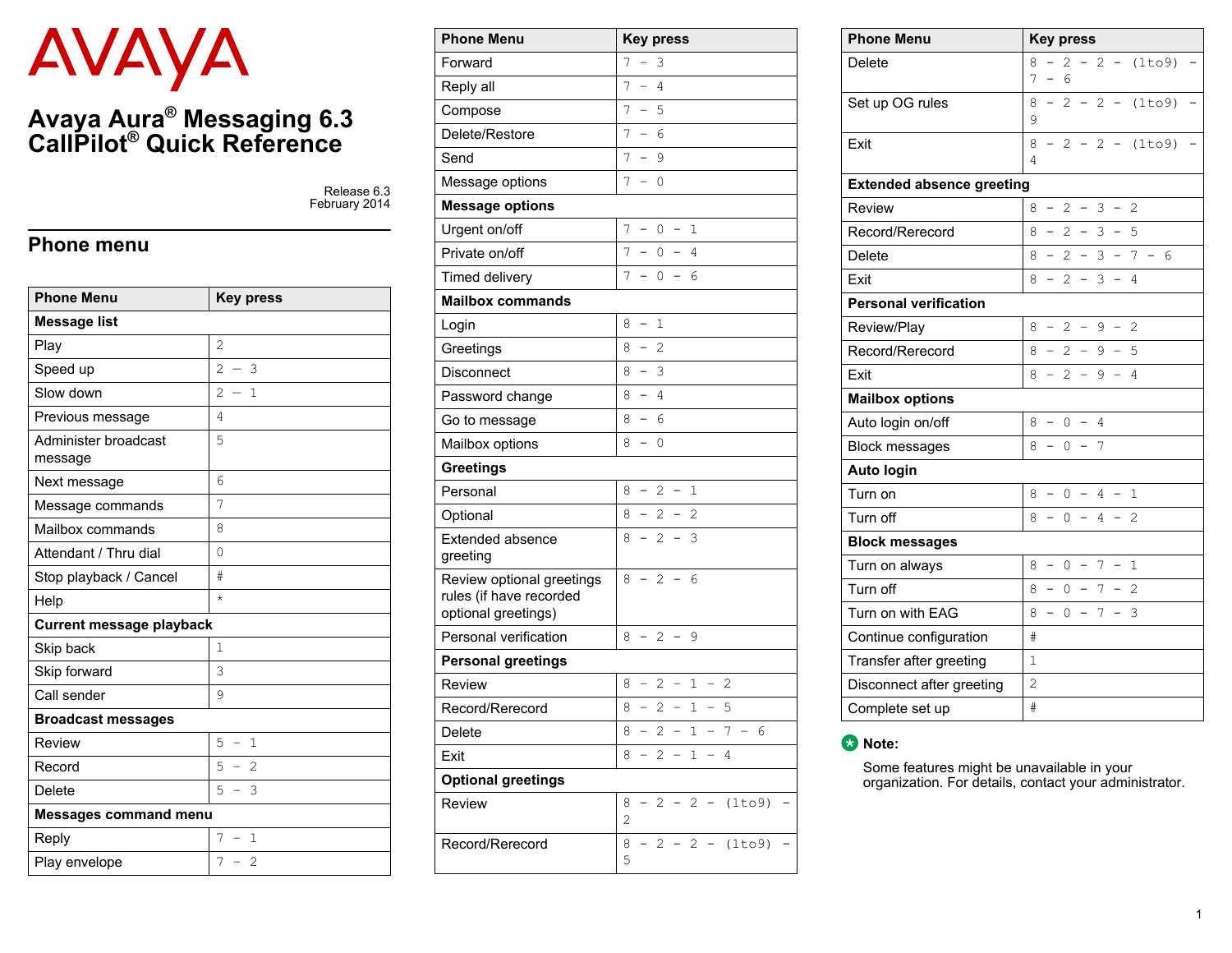AVAYA

# Avaya Aura® Messaging 6.3 CallPilot® Quick Reference

Release 6.3
February 2014

## Phone menu

| Phone Menu | Key press |
|---|---|
| **Message list** | |
| Play | 2 |
| Speed up | 2 – 3 |
| Slow down | 2 – 1 |
| Previous message | 4 |
| Administer broadcast message | 5 |
| Next message | 6 |
| Message commands | 7 |
| Mailbox commands | 8 |
| Attendant / Thru dial | 0 |
| Stop playback / Cancel | # |
| Help | * |
| **Current message playback** | |
| Skip back | 1 |
| Skip forward | 3 |
| Call sender | 9 |
| **Broadcast messages** | |
| Review | 5 – 1 |
| Record | 5 – 2 |
| Delete | 5 – 3 |
| **Messages command menu** | |
| Reply | 7 – 1 |
| Play envelope | 7 – 2 |

| Phone Menu | Key press |
|---|---|
| Forward | 7 – 3 |
| Reply all | 7 – 4 |
| Compose | 7 – 5 |
| Delete/Restore | 7 – 6 |
| Send | 7 – 9 |
| Message options | 7 – 0 |
| **Message options** | |
| Urgent on/off | 7 – 0 – 1 |
| Private on/off | 7 – 0 – 4 |
| Timed delivery | 7 – 0 – 6 |
| **Mailbox commands** | |
| Login | 8 – 1 |
| Greetings | 8 – 2 |
| Disconnect | 8 – 3 |
| Password change | 8 – 4 |
| Go to message | 8 – 6 |
| Mailbox options | 8 – 0 |
| **Greetings** | |
| Personal | 8 – 2 – 1 |
| Optional | 8 – 2 – 2 |
| Extended absence greeting | 8 – 2 – 3 |
| Review optional greetings rules (if have recorded optional greetings) | 8 – 2 – 6 |
| Personal verification | 8 – 2 – 9 |
| **Personal greetings** | |
| Review | 8 – 2 – 1 – 2 |
| Record/Rerecord | 8 – 2 – 1 – 5 |
| Delete | 8 – 2 – 1 – 7 – 6 |
| Exit | 8 – 2 – 1 – 4 |
| **Optional greetings** | |
| Review | 8 – 2 – 2 – (1to9) – 2 |
| Record/Rerecord | 8 – 2 – 2 – (1to9) – 5 |

| Phone Menu | Key press |
|---|---|
| Delete | 8 – 2 – 2 – (1to9) – 7 – 6 |
| Set up OG rules | 8 – 2 – 2 – (1to9) – 9 |
| Exit | 8 – 2 – 2 – (1to9) – 4 |
| **Extended absence greeting** | |
| Review | 8 – 2 – 3 – 2 |
| Record/Rerecord | 8 – 2 – 3 – 5 |
| Delete | 8 – 2 – 3 – 7 – 6 |
| Exit | 8 – 2 – 3 – 4 |
| **Personal verification** | |
| Review/Play | 8 – 2 – 9 – 2 |
| Record/Rerecord | 8 – 2 – 9 – 5 |
| Exit | 8 – 2 – 9 – 4 |
| **Mailbox options** | |
| Auto login on/off | 8 – 0 – 4 |
| Block messages | 8 – 0 – 7 |
| **Auto login** | |
| Turn on | 8 – 0 – 4 – 1 |
| Turn off | 8 – 0 – 4 – 2 |
| **Block messages** | |
| Turn on always | 8 – 0 – 7 – 1 |
| Turn off | 8 – 0 – 7 – 2 |
| Turn on with EAG | 8 – 0 – 7 – 3 |
| Continue configuration | # |
| Transfer after greeting | 1 |
| Disconnect after greeting | 2 |
| Complete set up | # |

**Note:**

Some features might be unavailable in your organization. For details, contact your administrator.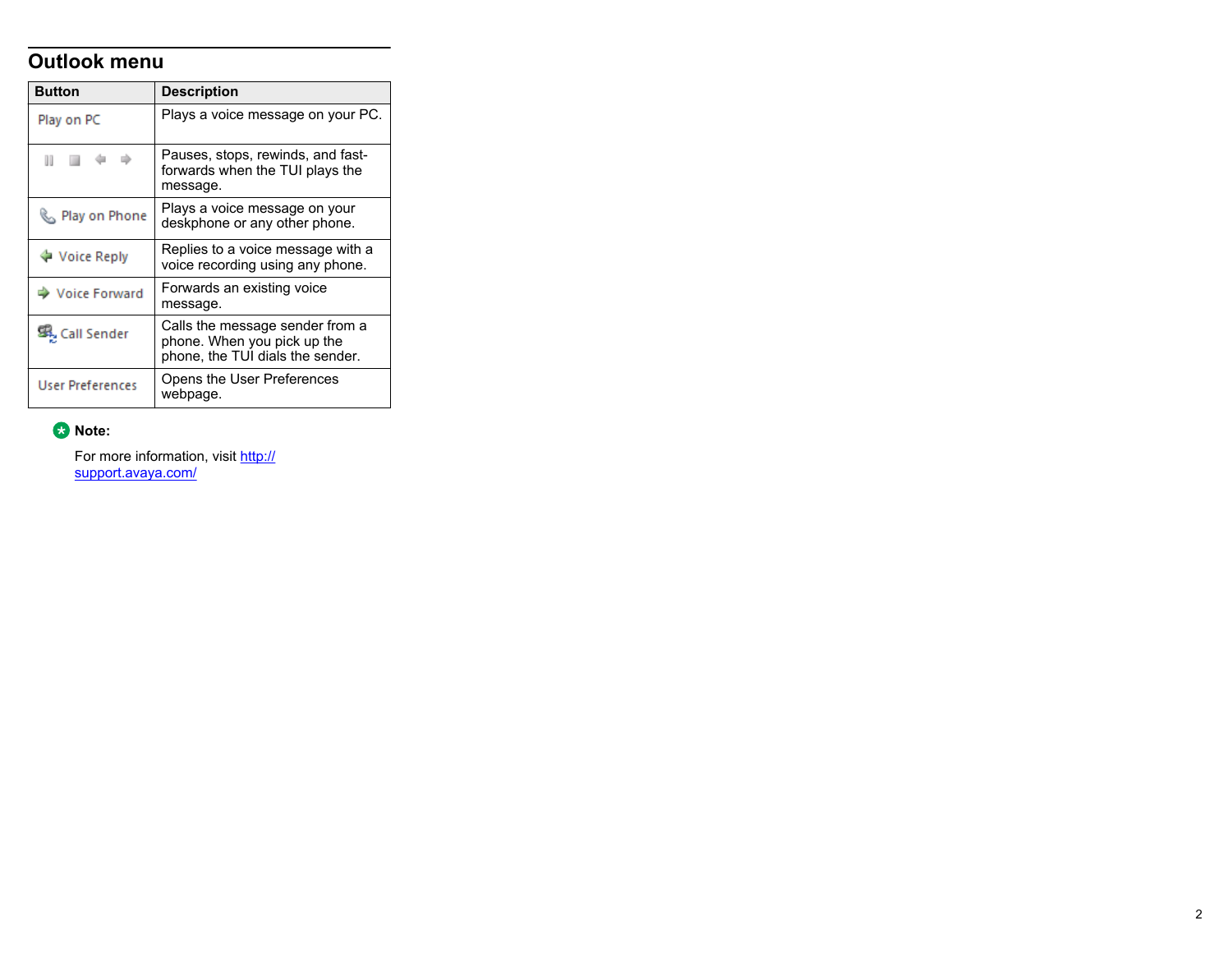## Outlook menu

| Button | Description |
| --- | --- |
| Play on PC | Plays a voice message on your PC. |
| | Pauses, stops, rewinds, and fast-forwards when the TUI plays the message. |
| Play on Phone | Plays a voice message on your deskphone or any other phone. |
| Voice Reply | Replies to a voice message with a voice recording using any phone. |
| Voice Forward | Forwards an existing voice message. |
| Call Sender | Calls the message sender from a phone. When you pick up the phone, the TUI dials the sender. |
| User Preferences | Opens the User Preferences webpage. |

**Note:**

For more information, visit [http://support.avaya.com/](http://support.avaya.com/)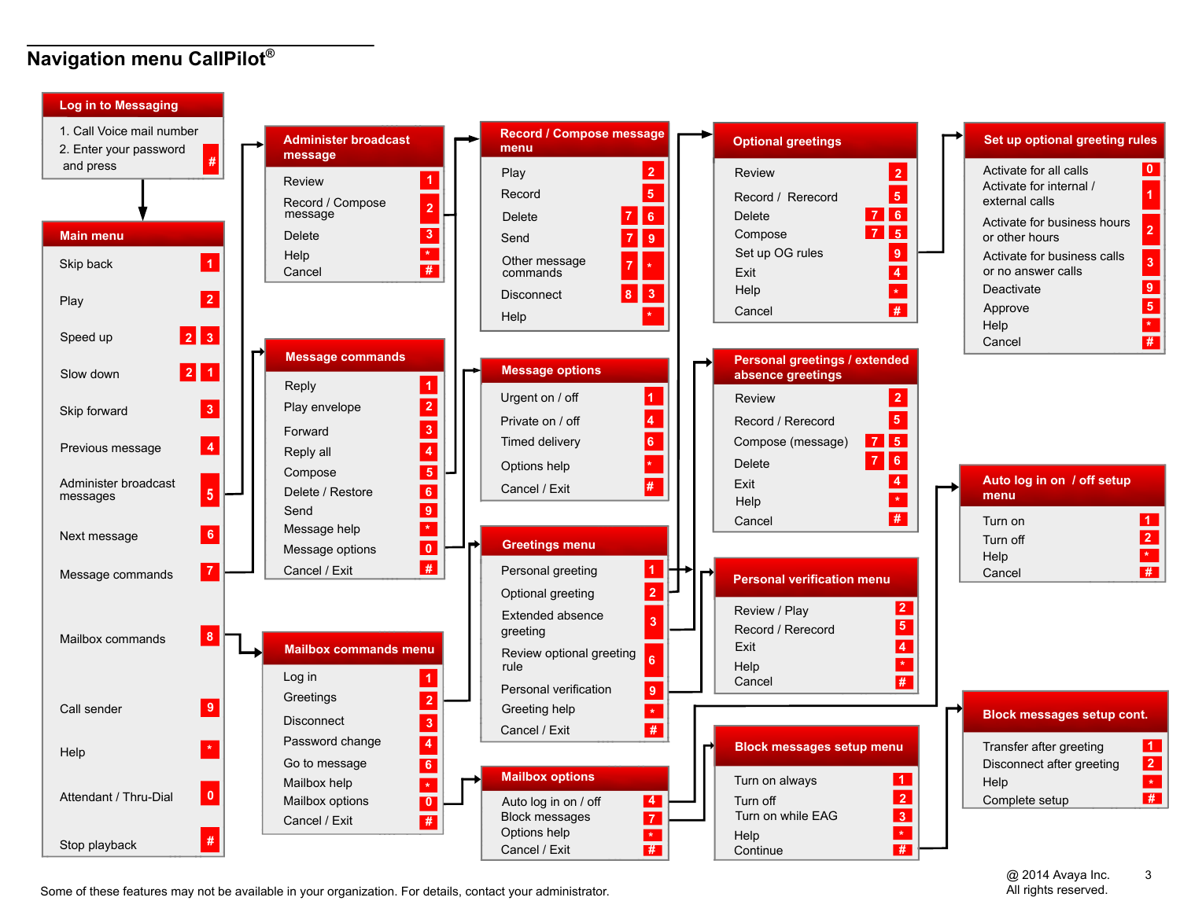# Navigation menu CallPilot®

### Log in to Messaging

1. Call Voice mail number
2. Enter your password and press #

### Main menu

| | |
|---|---|
| Skip back | 1 |
| Play | 2 |
| Speed up | 2 3 |
| Slow down | 2 1 |
| Skip forward | 3 |
| Previous message | 4 |
| Administer broadcast messages | 5 |
| Next message | 6 |
| Message commands | 7 |
| Mailbox commands | 8 |
| Call sender | 9 |
| Help | * |
| Attendant / Thru-Dial | 0 |
| Stop playback | # |

### Administer broadcast message

| | |
|---|---|
| Review | 1 |
| Record / Compose message | 2 |
| Delete | 3 |
| Help | * |
| Cancel | # |

### Message commands

| | |
|---|---|
| Reply | 1 |
| Play envelope | 2 |
| Forward | 3 |
| Reply all | 4 |
| Compose | 5 |
| Delete / Restore | 6 |
| Send | 9 |
| Message help | * |
| Message options | 0 |
| Cancel / Exit | # |

### Mailbox commands menu

| | |
|---|---|
| Log in | 1 |
| Greetings | 2 |
| Disconnect | 3 |
| Password change | 4 |
| Go to message | 6 |
| Mailbox help | * |
| Mailbox options | 0 |
| Cancel / Exit | # |

### Record / Compose message menu

| | |
|---|---|
| Play | 2 |
| Record | 5 |
| Delete | 7 6 |
| Send | 7 9 |
| Other message commands | 7 * |
| Disconnect | 8 3 |
| Help | * |

### Message options

| | |
|---|---|
| Urgent on / off | 1 |
| Private on / off | 4 |
| Timed delivery | 6 |
| Options help | * |
| Cancel / Exit | # |

### Greetings menu

| | |
|---|---|
| Personal greeting | 1 |
| Optional greeting | 2 |
| Extended absence greeting | 3 |
| Review optional greeting rule | 6 |
| Personal verification | 9 |
| Greeting help | * |
| Cancel / Exit | # |

### Mailbox options

| | |
|---|---|
| Auto log in on / off | 4 |
| Block messages | 7 |
| Options help | * |
| Cancel / Exit | # |

### Optional greetings

| | |
|---|---|
| Review | 2 |
| Record / Rerecord | 5 |
| Delete | 7 6 |
| Compose | 7 5 |
| Set up OG rules | 9 |
| Exit | 4 |
| Help | * |
| Cancel | # |

### Personal greetings / extended absence greetings

| | |
|---|---|
| Review | 2 |
| Record / Rerecord | 5 |
| Compose (message) | 7 5 |
| Delete | 7 6 |
| Exit | 4 |
| Help | * |
| Cancel | # |

### Personal verification menu

| | |
|---|---|
| Review / Play | 2 |
| Record / Rerecord | 5 |
| Exit | 4 |
| Help | * |
| Cancel | # |

### Block messages setup menu

| | |
|---|---|
| Turn on always | 1 |
| Turn off | 2 |
| Turn on while EAG | 3 |
| Help | * |
| Continue | # |

### Set up optional greeting rules

| | |
|---|---|
| Activate for all calls | 0 |
| Activate for internal / external calls | 1 |
| Activate for business hours or other hours | 2 |
| Activate for business calls or no answer calls | 3 |
| Deactivate | 9 |
| Approve | 5 |
| Help | * |
| Cancel | # |

### Auto log in on / off setup menu

| | |
|---|---|
| Turn on | 1 |
| Turn off | 2 |
| Help | * |
| Cancel | # |

### Block messages setup cont.

| | |
|---|---|
| Transfer after greeting | 1 |
| Disconnect after greeting | 2 |
| Help | * |
| Complete setup | # |

Some of these features may not be available in your organization. For details, contact your administrator.

@ 2014 Avaya Inc.
All rights reserved.